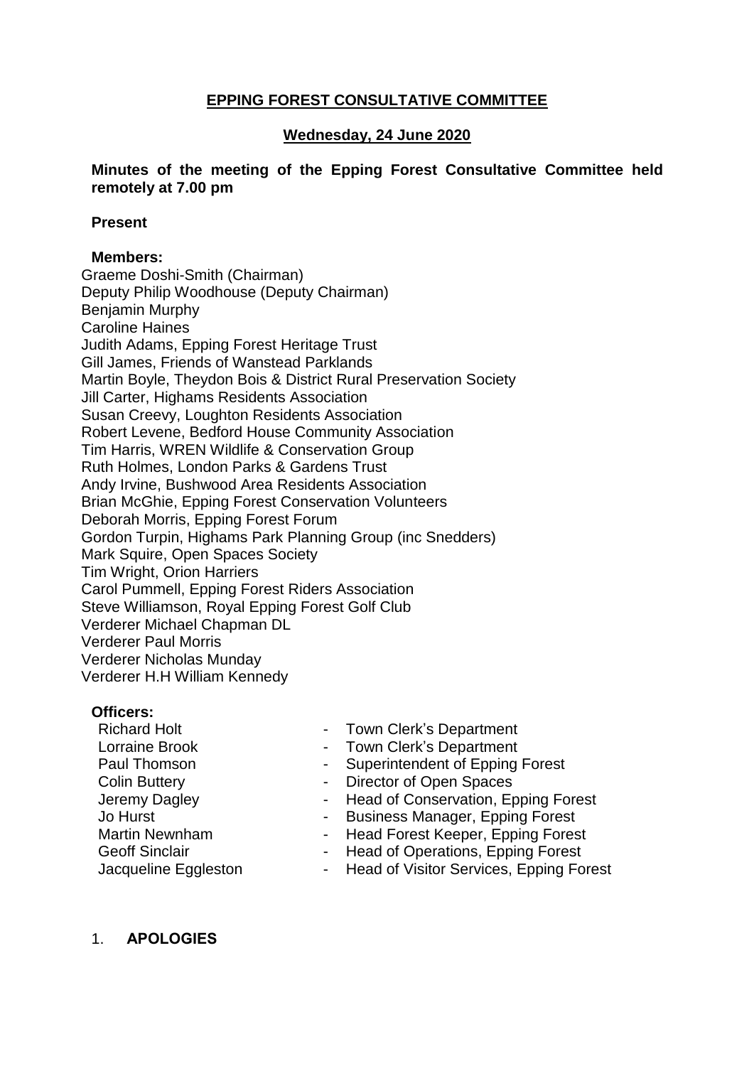**EPPING FOREST CONSULTATIVE COMMITTEE**

**Wednesday, 24 June 2020**

**Minutes of the meeting of the Epping Forest Consultative Committee held remotely at 7.00 pm**

**Present**

**Members:**

Graeme Doshi-Smith (Chairman)
Deputy Philip Woodhouse (Deputy Chairman)
Benjamin Murphy
Caroline Haines
Judith Adams, Epping Forest Heritage Trust
Gill James, Friends of Wanstead Parklands
Martin Boyle, Theydon Bois & District Rural Preservation Society
Jill Carter, Highams Residents Association
Susan Creevy, Loughton Residents Association
Robert Levene, Bedford House Community Association
Tim Harris, WREN Wildlife & Conservation Group
Ruth Holmes, London Parks & Gardens Trust
Andy Irvine, Bushwood Area Residents Association
Brian McGhie, Epping Forest Conservation Volunteers
Deborah Morris, Epping Forest Forum
Gordon Turpin, Highams Park Planning Group (inc Snedders)
Mark Squire, Open Spaces Society
Tim Wright, Orion Harriers
Carol Pummell, Epping Forest Riders Association
Steve Williamson, Royal Epping Forest Golf Club
Verderer Michael Chapman DL
Verderer Paul Morris
Verderer Nicholas Munday
Verderer H.H William Kennedy

**Officers:**

| | | |
|---|---|---|
| Richard Holt | - | Town Clerk's Department |
| Lorraine Brook | - | Town Clerk's Department |
| Paul Thomson | - | Superintendent of Epping Forest |
| Colin Buttery | - | Director of Open Spaces |
| Jeremy Dagley | - | Head of Conservation, Epping Forest |
| Jo Hurst | - | Business Manager, Epping Forest |
| Martin Newnham | - | Head Forest Keeper, Epping Forest |
| Geoff Sinclair | - | Head of Operations, Epping Forest |
| Jacqueline Eggleston | - | Head of Visitor Services, Epping Forest |

1. **APOLOGIES**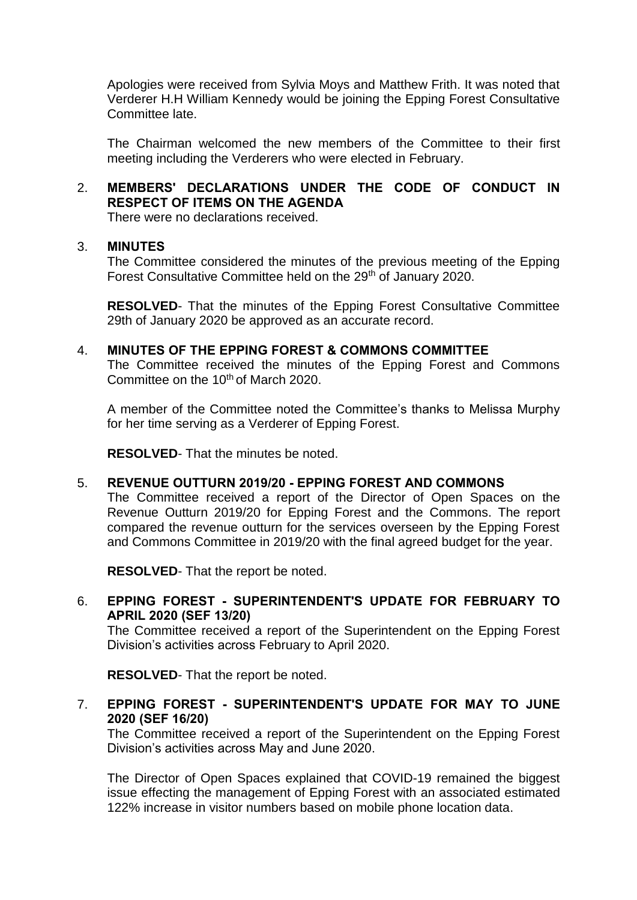Apologies were received from Sylvia Moys and Matthew Frith. It was noted that Verderer H.H William Kennedy would be joining the Epping Forest Consultative Committee late.

The Chairman welcomed the new members of the Committee to their first meeting including the Verderers who were elected in February.

2. **MEMBERS' DECLARATIONS UNDER THE CODE OF CONDUCT IN RESPECT OF ITEMS ON THE AGENDA**
   There were no declarations received.

3. **MINUTES**
   The Committee considered the minutes of the previous meeting of the Epping Forest Consultative Committee held on the 29th of January 2020.

   **RESOLVED**- That the minutes of the Epping Forest Consultative Committee 29th of January 2020 be approved as an accurate record.

4. **MINUTES OF THE EPPING FOREST & COMMONS COMMITTEE**
   The Committee received the minutes of the Epping Forest and Commons Committee on the 10th of March 2020.

   A member of the Committee noted the Committee's thanks to Melissa Murphy for her time serving as a Verderer of Epping Forest.

   **RESOLVED**- That the minutes be noted.

5. **REVENUE OUTTURN 2019/20 - EPPING FOREST AND COMMONS**
   The Committee received a report of the Director of Open Spaces on the Revenue Outturn 2019/20 for Epping Forest and the Commons. The report compared the revenue outturn for the services overseen by the Epping Forest and Commons Committee in 2019/20 with the final agreed budget for the year.

   **RESOLVED**- That the report be noted.

6. **EPPING FOREST - SUPERINTENDENT'S UPDATE FOR FEBRUARY TO APRIL 2020 (SEF 13/20)**
   The Committee received a report of the Superintendent on the Epping Forest Division's activities across February to April 2020.

   **RESOLVED**- That the report be noted.

7. **EPPING FOREST - SUPERINTENDENT'S UPDATE FOR MAY TO JUNE 2020 (SEF 16/20)**
   The Committee received a report of the Superintendent on the Epping Forest Division's activities across May and June 2020.

   The Director of Open Spaces explained that COVID-19 remained the biggest issue effecting the management of Epping Forest with an associated estimated 122% increase in visitor numbers based on mobile phone location data.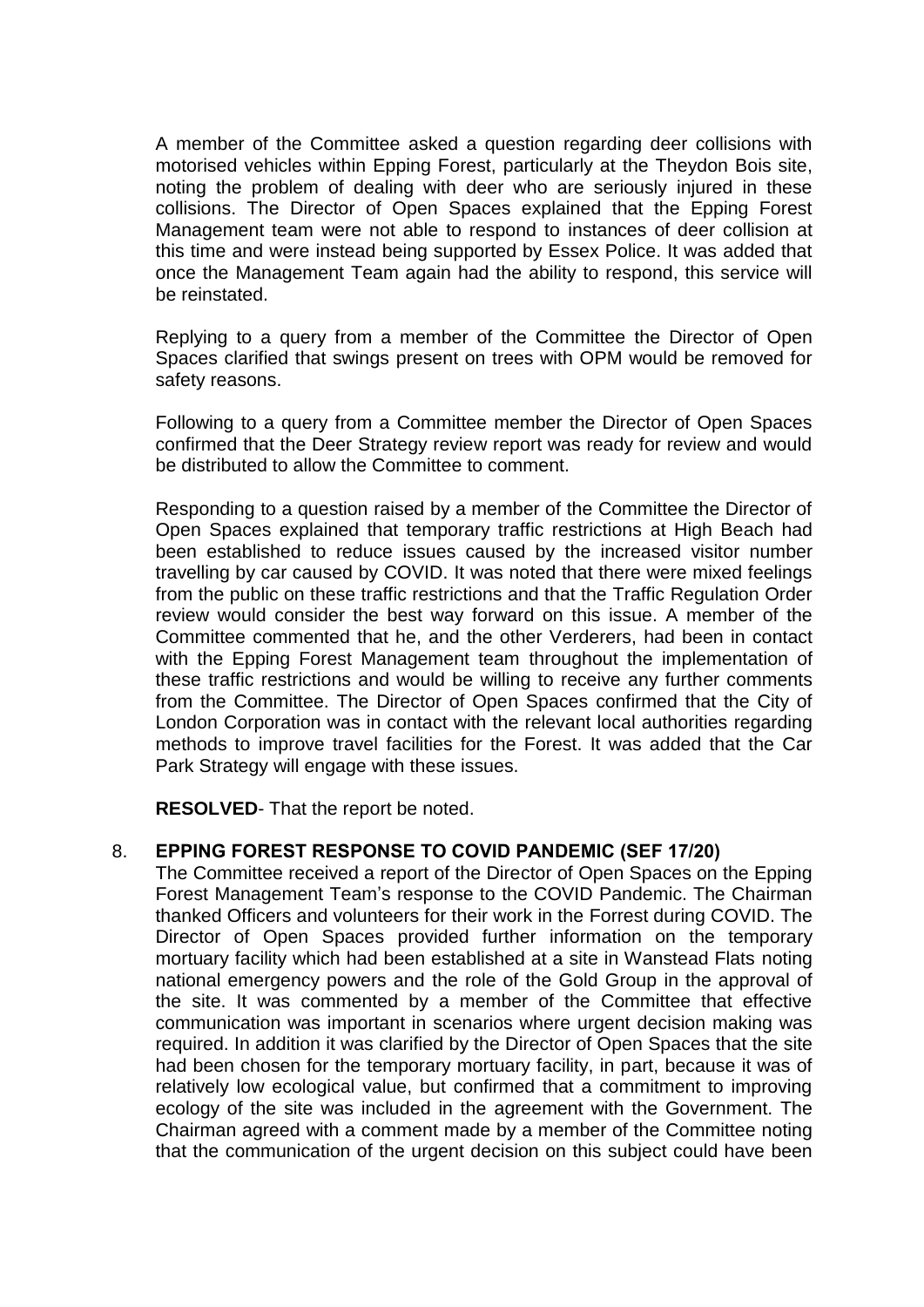A member of the Committee asked a question regarding deer collisions with motorised vehicles within Epping Forest, particularly at the Theydon Bois site, noting the problem of dealing with deer who are seriously injured in these collisions. The Director of Open Spaces explained that the Epping Forest Management team were not able to respond to instances of deer collision at this time and were instead being supported by Essex Police. It was added that once the Management Team again had the ability to respond, this service will be reinstated.

Replying to a query from a member of the Committee the Director of Open Spaces clarified that swings present on trees with OPM would be removed for safety reasons.

Following to a query from a Committee member the Director of Open Spaces confirmed that the Deer Strategy review report was ready for review and would be distributed to allow the Committee to comment.

Responding to a question raised by a member of the Committee the Director of Open Spaces explained that temporary traffic restrictions at High Beach had been established to reduce issues caused by the increased visitor number travelling by car caused by COVID. It was noted that there were mixed feelings from the public on these traffic restrictions and that the Traffic Regulation Order review would consider the best way forward on this issue. A member of the Committee commented that he, and the other Verderers, had been in contact with the Epping Forest Management team throughout the implementation of these traffic restrictions and would be willing to receive any further comments from the Committee. The Director of Open Spaces confirmed that the City of London Corporation was in contact with the relevant local authorities regarding methods to improve travel facilities for the Forest. It was added that the Car Park Strategy will engage with these issues.

**RESOLVED**- That the report be noted.

8. **EPPING FOREST RESPONSE TO COVID PANDEMIC (SEF 17/20)**

The Committee received a report of the Director of Open Spaces on the Epping Forest Management Team's response to the COVID Pandemic. The Chairman thanked Officers and volunteers for their work in the Forrest during COVID. The Director of Open Spaces provided further information on the temporary mortuary facility which had been established at a site in Wanstead Flats noting national emergency powers and the role of the Gold Group in the approval of the site. It was commented by a member of the Committee that effective communication was important in scenarios where urgent decision making was required. In addition it was clarified by the Director of Open Spaces that the site had been chosen for the temporary mortuary facility, in part, because it was of relatively low ecological value, but confirmed that a commitment to improving ecology of the site was included in the agreement with the Government. The Chairman agreed with a comment made by a member of the Committee noting that the communication of the urgent decision on this subject could have been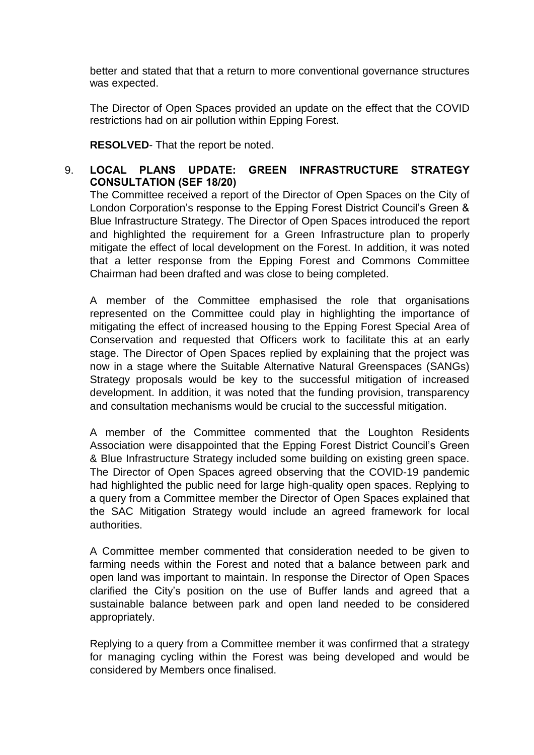better and stated that that a return to more conventional governance structures was expected.

The Director of Open Spaces provided an update on the effect that the COVID restrictions had on air pollution within Epping Forest.

**RESOLVED**- That the report be noted.

9. **LOCAL PLANS UPDATE: GREEN INFRASTRUCTURE STRATEGY CONSULTATION (SEF 18/20)**

The Committee received a report of the Director of Open Spaces on the City of London Corporation's response to the Epping Forest District Council's Green & Blue Infrastructure Strategy. The Director of Open Spaces introduced the report and highlighted the requirement for a Green Infrastructure plan to properly mitigate the effect of local development on the Forest. In addition, it was noted that a letter response from the Epping Forest and Commons Committee Chairman had been drafted and was close to being completed.

A member of the Committee emphasised the role that organisations represented on the Committee could play in highlighting the importance of mitigating the effect of increased housing to the Epping Forest Special Area of Conservation and requested that Officers work to facilitate this at an early stage. The Director of Open Spaces replied by explaining that the project was now in a stage where the Suitable Alternative Natural Greenspaces (SANGs) Strategy proposals would be key to the successful mitigation of increased development. In addition, it was noted that the funding provision, transparency and consultation mechanisms would be crucial to the successful mitigation.

A member of the Committee commented that the Loughton Residents Association were disappointed that the Epping Forest District Council's Green & Blue Infrastructure Strategy included some building on existing green space. The Director of Open Spaces agreed observing that the COVID-19 pandemic had highlighted the public need for large high-quality open spaces. Replying to a query from a Committee member the Director of Open Spaces explained that the SAC Mitigation Strategy would include an agreed framework for local authorities.

A Committee member commented that consideration needed to be given to farming needs within the Forest and noted that a balance between park and open land was important to maintain. In response the Director of Open Spaces clarified the City's position on the use of Buffer lands and agreed that a sustainable balance between park and open land needed to be considered appropriately.

Replying to a query from a Committee member it was confirmed that a strategy for managing cycling within the Forest was being developed and would be considered by Members once finalised.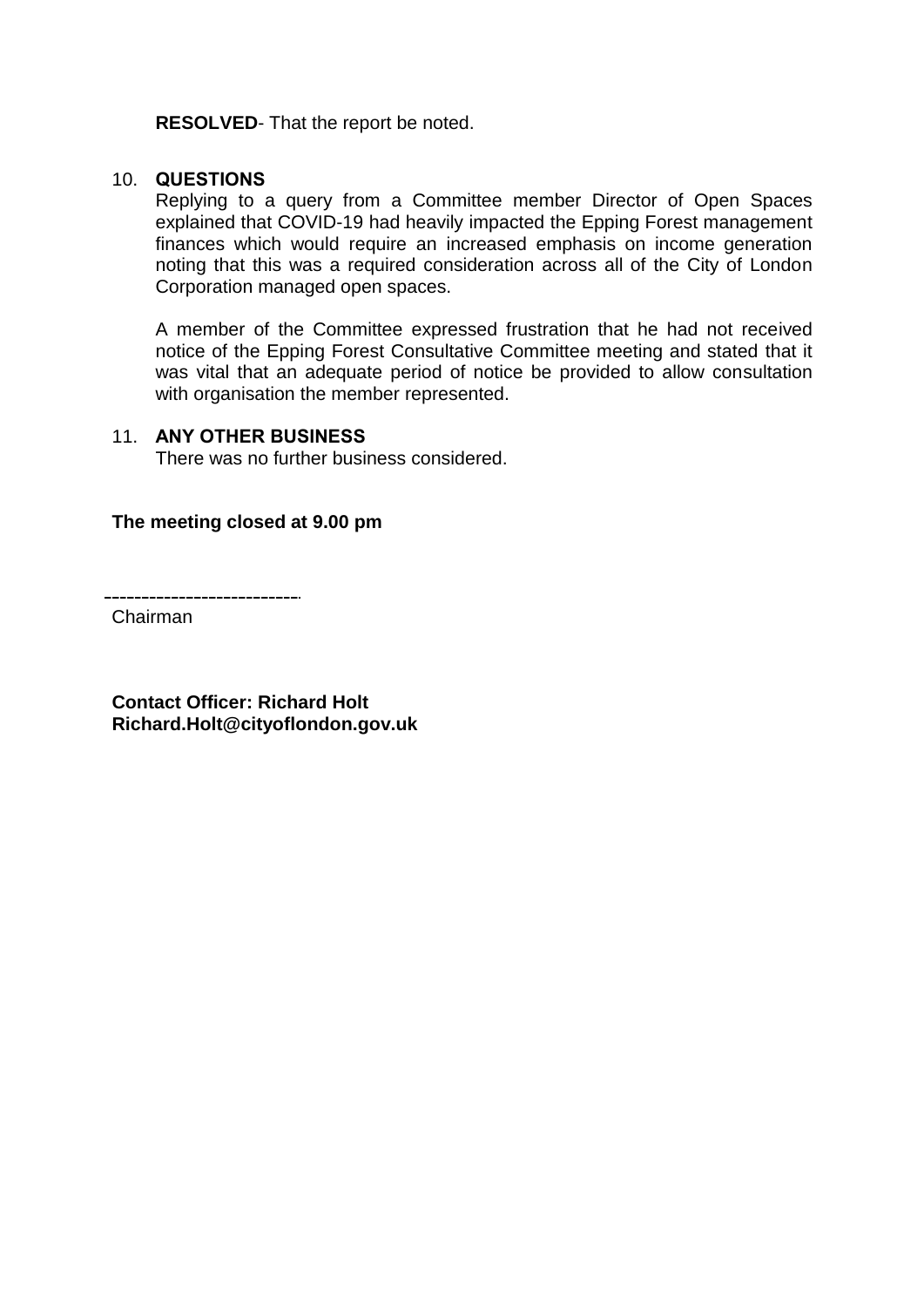**RESOLVED**- That the report be noted.

10. **QUESTIONS**

    Replying to a query from a Committee member Director of Open Spaces explained that COVID-19 had heavily impacted the Epping Forest management finances which would require an increased emphasis on income generation noting that this was a required consideration across all of the City of London Corporation managed open spaces.

    A member of the Committee expressed frustration that he had not received notice of the Epping Forest Consultative Committee meeting and stated that it was vital that an adequate period of notice be provided to allow consultation with organisation the member represented.

11. **ANY OTHER BUSINESS**

    There was no further business considered.

**The meeting closed at 9.00 pm**

--------------------------

Chairman

**Contact Officer: Richard Holt**
**Richard.Holt@cityoflondon.gov.uk**